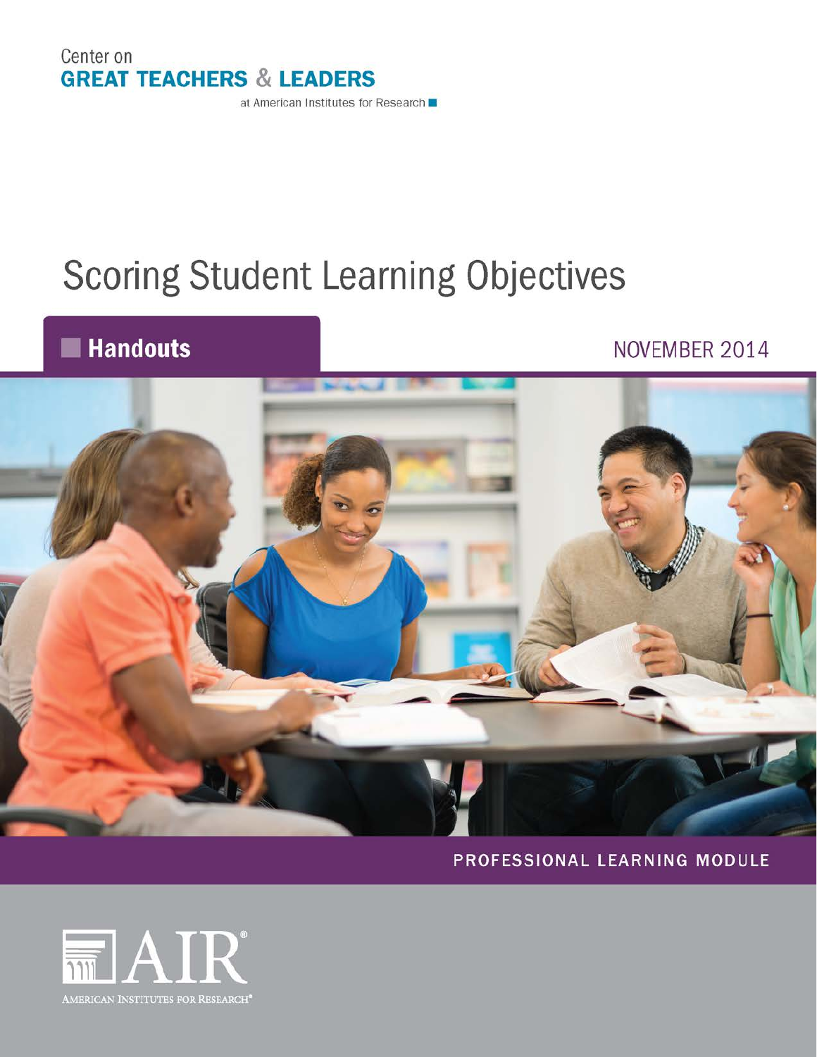Center on
**GREAT TEACHERS & LEADERS**
at American Institutes for Research

# Scoring Student Learning Objectives

## Handouts

NOVEMBER 2014

PROFESSIONAL LEARNING MODULE

AIR
AMERICAN INSTITUTES FOR RESEARCH®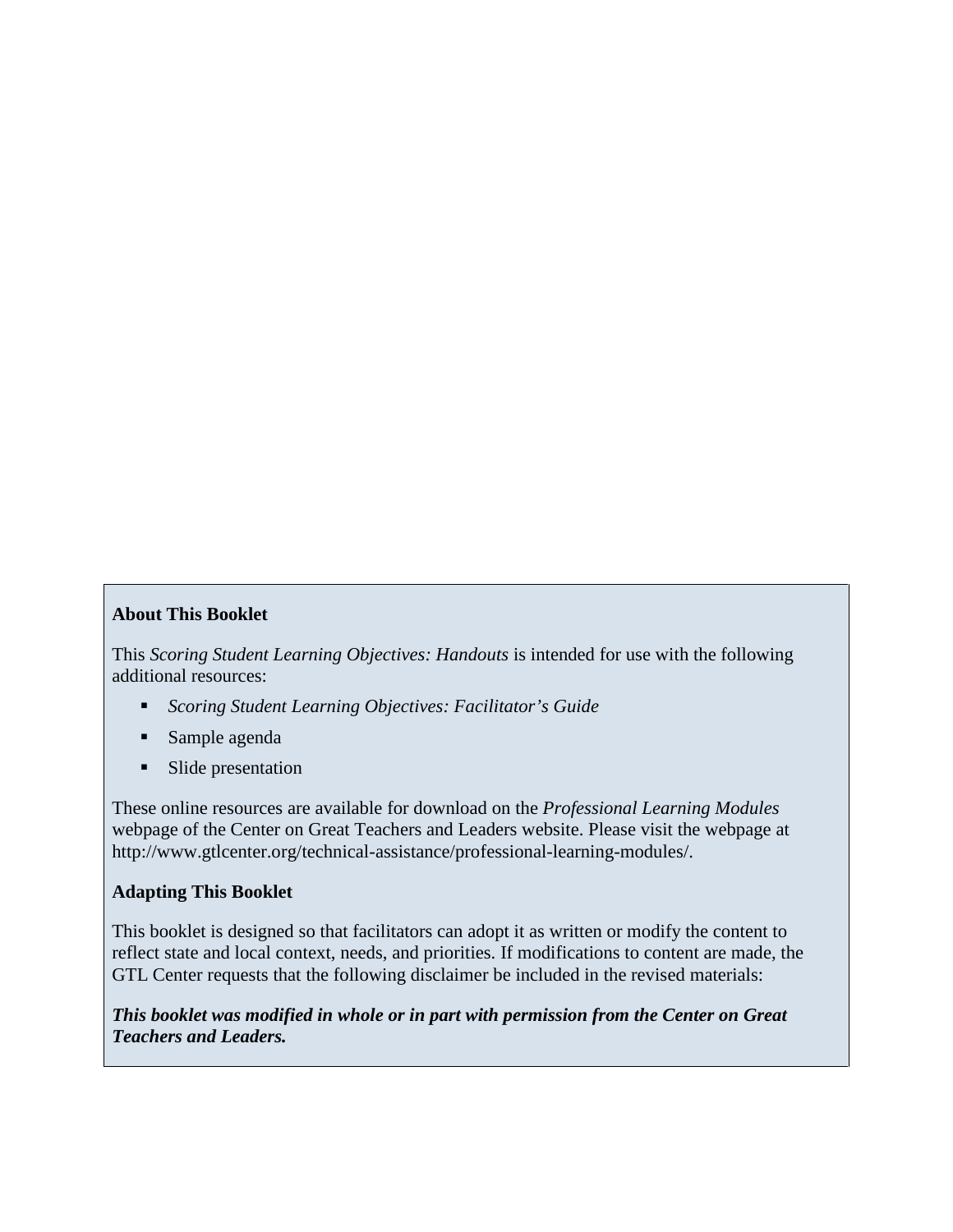**About This Booklet**

This *Scoring Student Learning Objectives: Handouts* is intended for use with the following additional resources:

- *Scoring Student Learning Objectives: Facilitator's Guide*
- Sample agenda
- Slide presentation

These online resources are available for download on the *Professional Learning Modules* webpage of the Center on Great Teachers and Leaders website. Please visit the webpage at http://www.gtlcenter.org/technical-assistance/professional-learning-modules/.

**Adapting This Booklet**

This booklet is designed so that facilitators can adopt it as written or modify the content to reflect state and local context, needs, and priorities. If modifications to content are made, the GTL Center requests that the following disclaimer be included in the revised materials:

***This booklet was modified in whole or in part with permission from the Center on Great Teachers and Leaders.***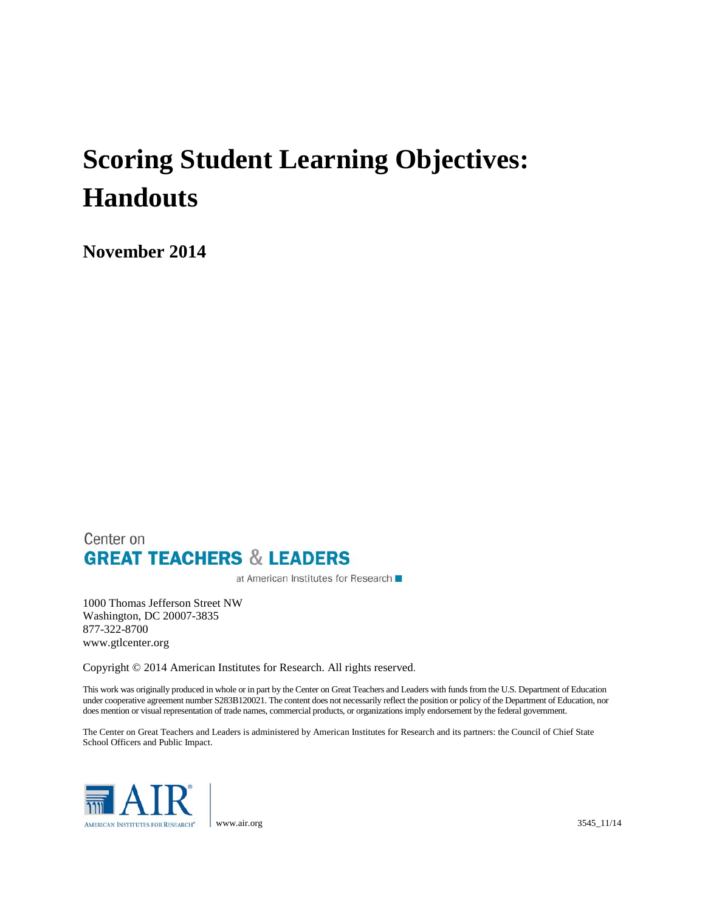# Scoring Student Learning Objectives: Handouts

**November 2014**

Center on
**GREAT TEACHERS & LEADERS**
at American Institutes for Research

1000 Thomas Jefferson Street NW
Washington, DC 20007-3835
877-322-8700
www.gtlcenter.org

Copyright © 2014 American Institutes for Research. All rights reserved.

This work was originally produced in whole or in part by the Center on Great Teachers and Leaders with funds from the U.S. Department of Education under cooperative agreement number S283B120021. The content does not necessarily reflect the position or policy of the Department of Education, nor does mention or visual representation of trade names, commercial products, or organizations imply endorsement by the federal government.

The Center on Great Teachers and Leaders is administered by American Institutes for Research and its partners: the Council of Chief State School Officers and Public Impact.

AIR
AMERICAN INSTITUTES FOR RESEARCH®

www.air.org

3545_11/14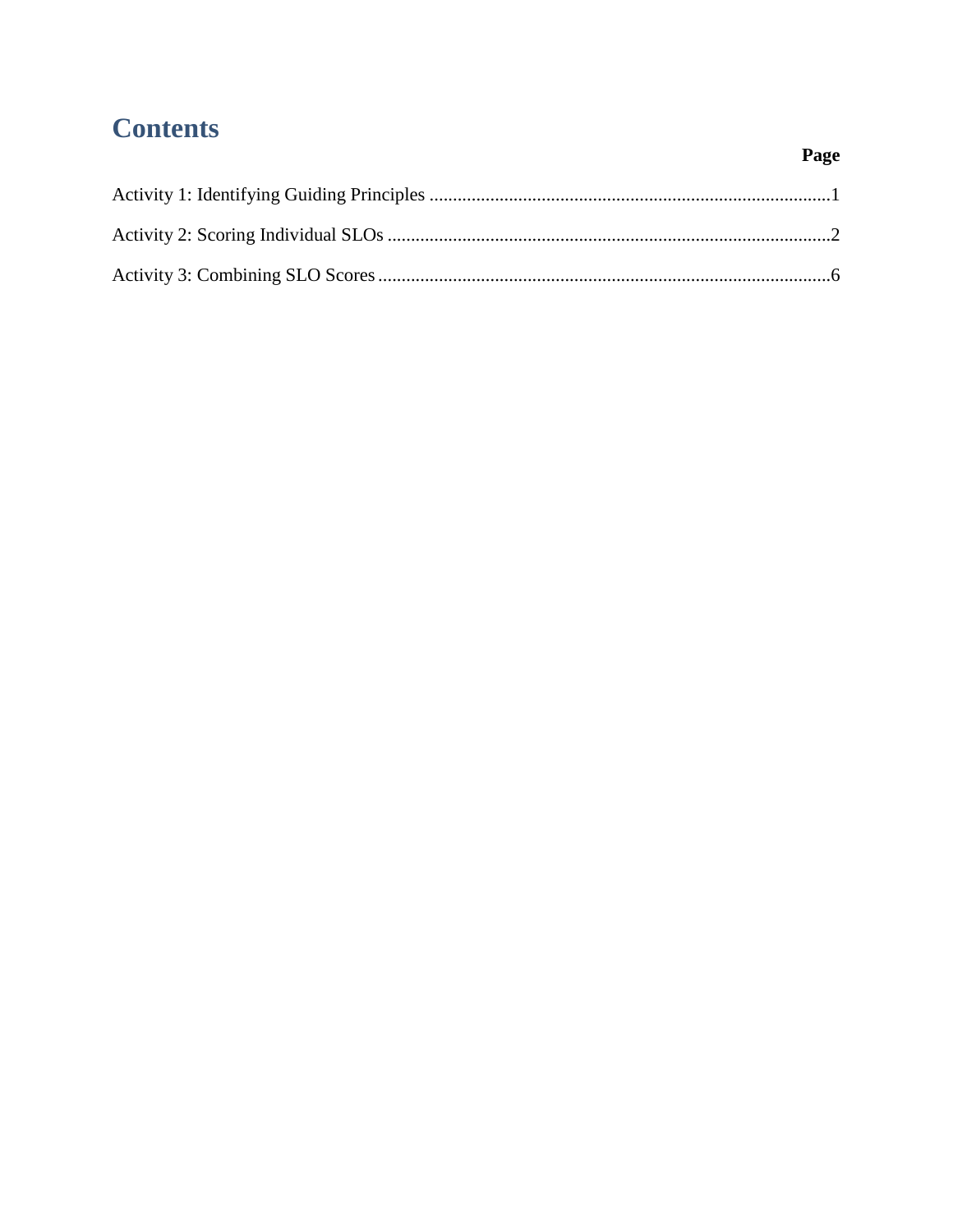# Contents

| | Page |
|---|---|
| Activity 1: Identifying Guiding Principles | 1 |
| Activity 2: Scoring Individual SLOs | 2 |
| Activity 3: Combining SLO Scores | 6 |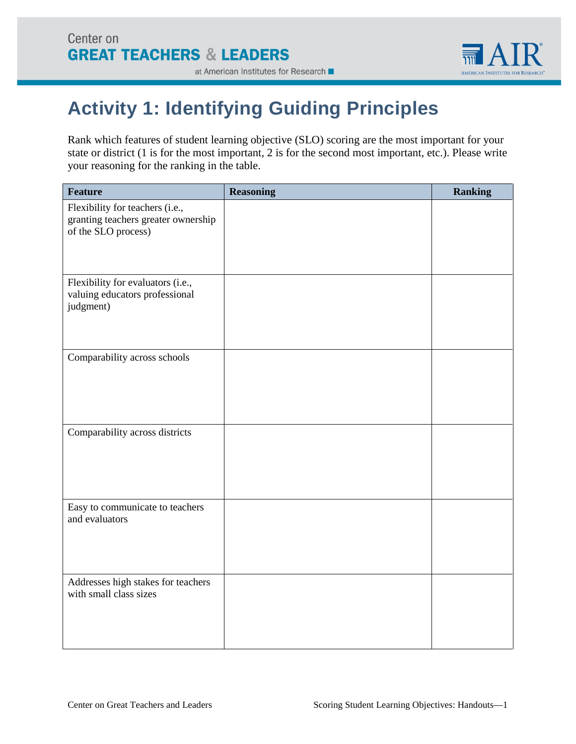# Activity 1: Identifying Guiding Principles

Rank which features of student learning objective (SLO) scoring are the most important for your state or district (1 is for the most important, 2 is for the second most important, etc.). Please write your reasoning for the ranking in the table.

| Feature | Reasoning | Ranking |
|---|---|---|
| Flexibility for teachers (i.e., granting teachers greater ownership of the SLO process) | | |
| Flexibility for evaluators (i.e., valuing educators professional judgment) | | |
| Comparability across schools | | |
| Comparability across districts | | |
| Easy to communicate to teachers and evaluators | | |
| Addresses high stakes for teachers with small class sizes | | |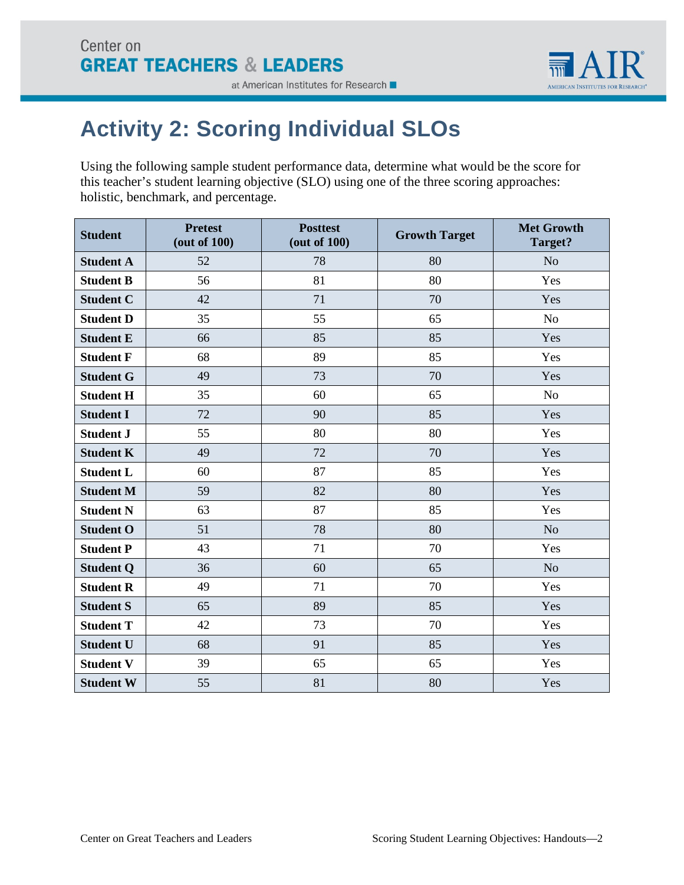# Activity 2: Scoring Individual SLOs

Using the following sample student performance data, determine what would be the score for this teacher's student learning objective (SLO) using one of the three scoring approaches: holistic, benchmark, and percentage.

| Student | Pretest (out of 100) | Posttest (out of 100) | Growth Target | Met Growth Target? |
|---|---|---|---|---|
| **Student A** | 52 | 78 | 80 | No |
| **Student B** | 56 | 81 | 80 | Yes |
| **Student C** | 42 | 71 | 70 | Yes |
| **Student D** | 35 | 55 | 65 | No |
| **Student E** | 66 | 85 | 85 | Yes |
| **Student F** | 68 | 89 | 85 | Yes |
| **Student G** | 49 | 73 | 70 | Yes |
| **Student H** | 35 | 60 | 65 | No |
| **Student I** | 72 | 90 | 85 | Yes |
| **Student J** | 55 | 80 | 80 | Yes |
| **Student K** | 49 | 72 | 70 | Yes |
| **Student L** | 60 | 87 | 85 | Yes |
| **Student M** | 59 | 82 | 80 | Yes |
| **Student N** | 63 | 87 | 85 | Yes |
| **Student O** | 51 | 78 | 80 | No |
| **Student P** | 43 | 71 | 70 | Yes |
| **Student Q** | 36 | 60 | 65 | No |
| **Student R** | 49 | 71 | 70 | Yes |
| **Student S** | 65 | 89 | 85 | Yes |
| **Student T** | 42 | 73 | 70 | Yes |
| **Student U** | 68 | 91 | 85 | Yes |
| **Student V** | 39 | 65 | 65 | Yes |
| **Student W** | 55 | 81 | 80 | Yes |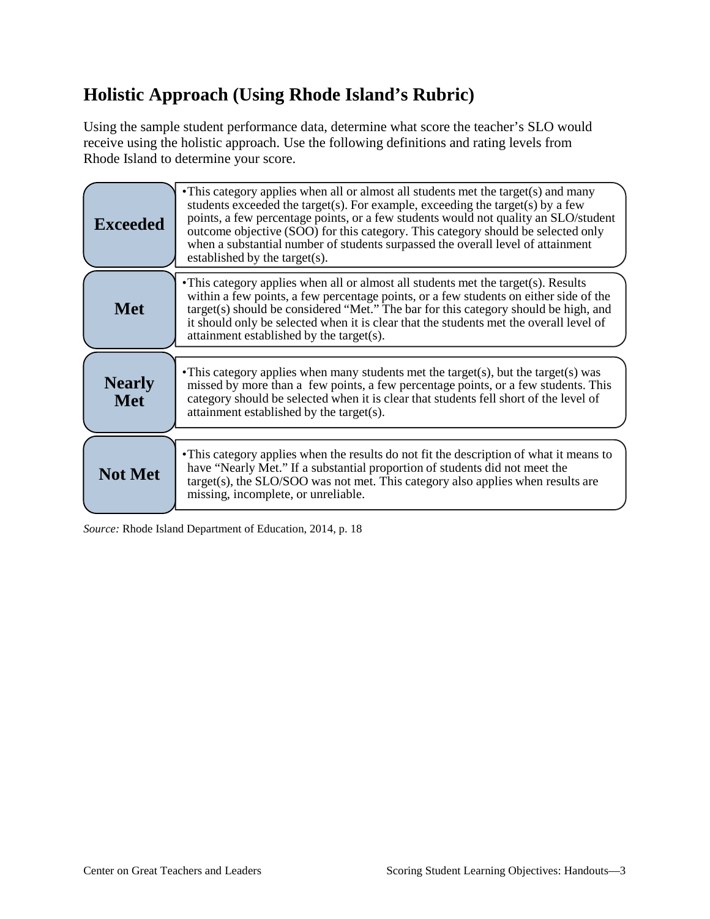## Holistic Approach (Using Rhode Island's Rubric)

Using the sample student performance data, determine what score the teacher's SLO would receive using the holistic approach. Use the following definitions and rating levels from Rhode Island to determine your score.

| Rating | Definition |
|---|---|
| **Exceeded** | •This category applies when all or almost all students met the target(s) and many students exceeded the target(s). For example, exceeding the target(s) by a few points, a few percentage points, or a few students would not quality an SLO/student outcome objective (SOO) for this category. This category should be selected only when a substantial number of students surpassed the overall level of attainment established by the target(s). |
| **Met** | •This category applies when all or almost all students met the target(s). Results within a few points, a few percentage points, or a few students on either side of the target(s) should be considered "Met." The bar for this category should be high, and it should only be selected when it is clear that the students met the overall level of attainment established by the target(s). |
| **Nearly Met** | •This category applies when many students met the target(s), but the target(s) was missed by more than a few points, a few percentage points, or a few students. This category should be selected when it is clear that students fell short of the level of attainment established by the target(s). |
| **Not Met** | •This category applies when the results do not fit the description of what it means to have "Nearly Met." If a substantial proportion of students did not meet the target(s), the SLO/SOO was not met. This category also applies when results are missing, incomplete, or unreliable. |

*Source:* Rhode Island Department of Education, 2014, p. 18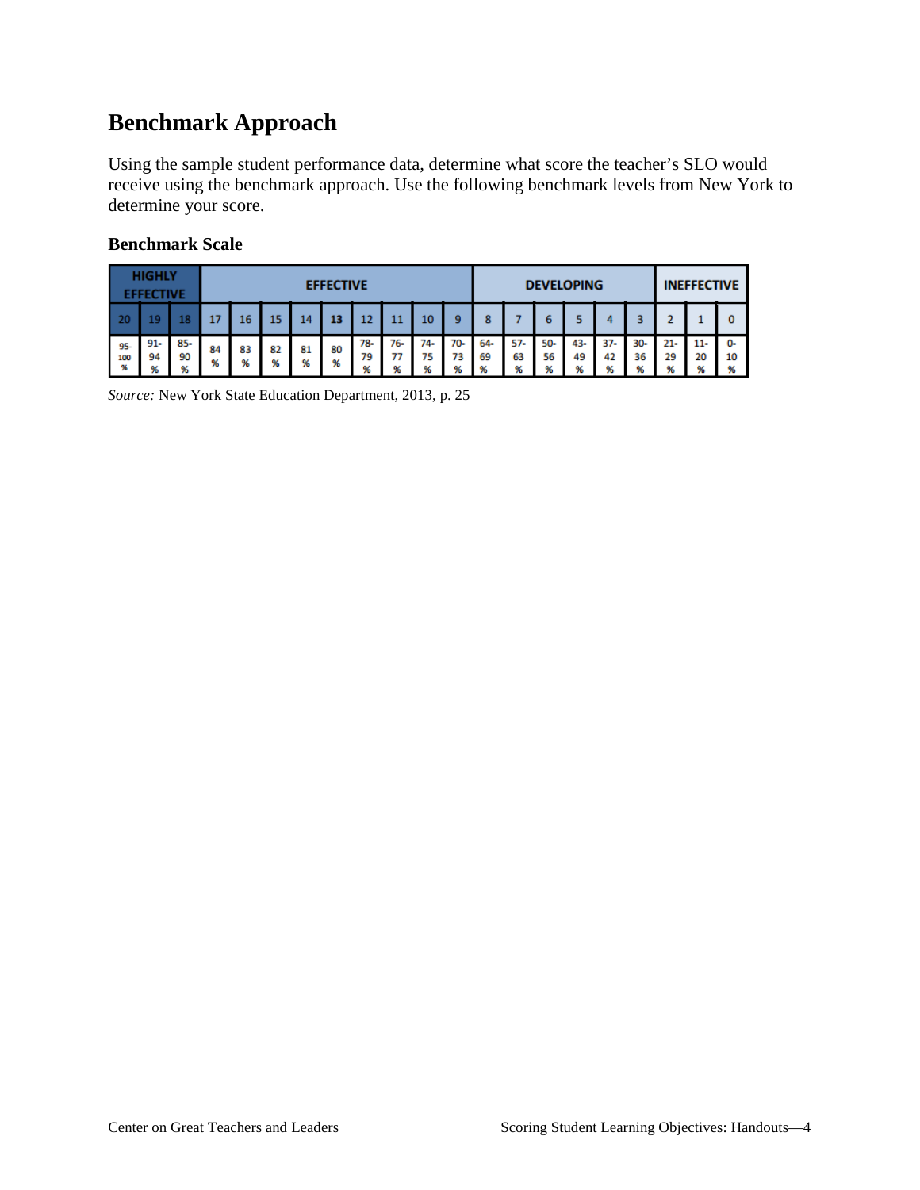## Benchmark Approach

Using the sample student performance data, determine what score the teacher's SLO would receive using the benchmark approach. Use the following benchmark levels from New York to determine your score.

### Benchmark Scale

| HIGHLY EFFECTIVE | | | EFFECTIVE | | | | | | | | | DEVELOPING | | | | | | INEFFECTIVE | | |
|---|---|---|---|---|---|---|---|---|---|---|---|---|---|---|---|---|---|---|---|---|
| 20 | 19 | 18 | 17 | 16 | 15 | 14 | 13 | 12 | 11 | 10 | 9 | 8 | 7 | 6 | 5 | 4 | 3 | 2 | 1 | 0 |
| 95-100% | 91-94% | 85-90% | 84% | 83% | 82% | 81% | 80% | 78-79% | 76-77% | 74-75% | 70-73% | 64-69% | 57-63% | 50-56% | 43-49% | 37-42% | 30-36% | 21-29% | 11-20% | 0-10% |

*Source:* New York State Education Department, 2013, p. 25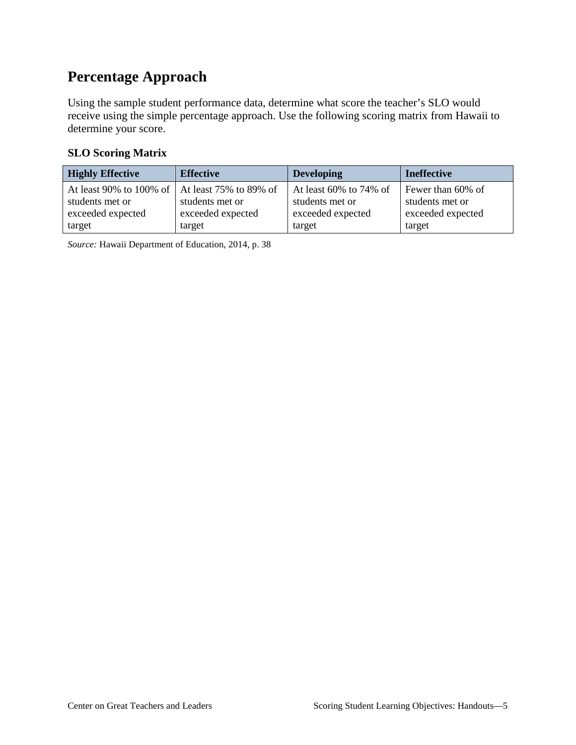## Percentage Approach

Using the sample student performance data, determine what score the teacher's SLO would receive using the simple percentage approach. Use the following scoring matrix from Hawaii to determine your score.

### SLO Scoring Matrix

| Highly Effective | Effective | Developing | Ineffective |
|---|---|---|---|
| At least 90% to 100% of students met or exceeded expected target | At least 75% to 89% of students met or exceeded expected target | At least 60% to 74% of students met or exceeded expected target | Fewer than 60% of students met or exceeded expected target |

*Source:* Hawaii Department of Education, 2014, p. 38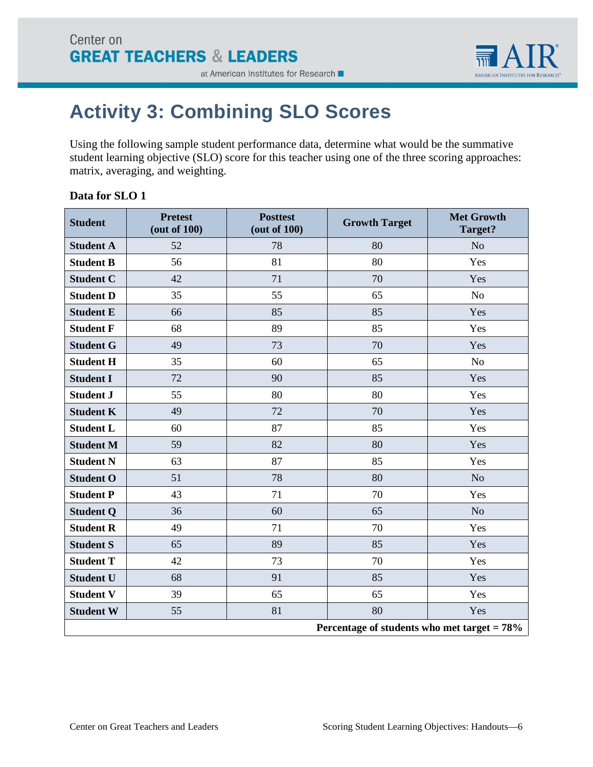# Activity 3: Combining SLO Scores

Using the following sample student performance data, determine what would be the summative student learning objective (SLO) score for this teacher using one of the three scoring approaches: matrix, averaging, and weighting.

**Data for SLO 1**

| Student | Pretest (out of 100) | Posttest (out of 100) | Growth Target | Met Growth Target? |
|---|---|---|---|---|
| **Student A** | 52 | 78 | 80 | No |
| **Student B** | 56 | 81 | 80 | Yes |
| **Student C** | 42 | 71 | 70 | Yes |
| **Student D** | 35 | 55 | 65 | No |
| **Student E** | 66 | 85 | 85 | Yes |
| **Student F** | 68 | 89 | 85 | Yes |
| **Student G** | 49 | 73 | 70 | Yes |
| **Student H** | 35 | 60 | 65 | No |
| **Student I** | 72 | 90 | 85 | Yes |
| **Student J** | 55 | 80 | 80 | Yes |
| **Student K** | 49 | 72 | 70 | Yes |
| **Student L** | 60 | 87 | 85 | Yes |
| **Student M** | 59 | 82 | 80 | Yes |
| **Student N** | 63 | 87 | 85 | Yes |
| **Student O** | 51 | 78 | 80 | No |
| **Student P** | 43 | 71 | 70 | Yes |
| **Student Q** | 36 | 60 | 65 | No |
| **Student R** | 49 | 71 | 70 | Yes |
| **Student S** | 65 | 89 | 85 | Yes |
| **Student T** | 42 | 73 | 70 | Yes |
| **Student U** | 68 | 91 | 85 | Yes |
| **Student V** | 39 | 65 | 65 | Yes |
| **Student W** | 55 | 81 | 80 | Yes |
| **Percentage of students who met target = 78%** | | | | |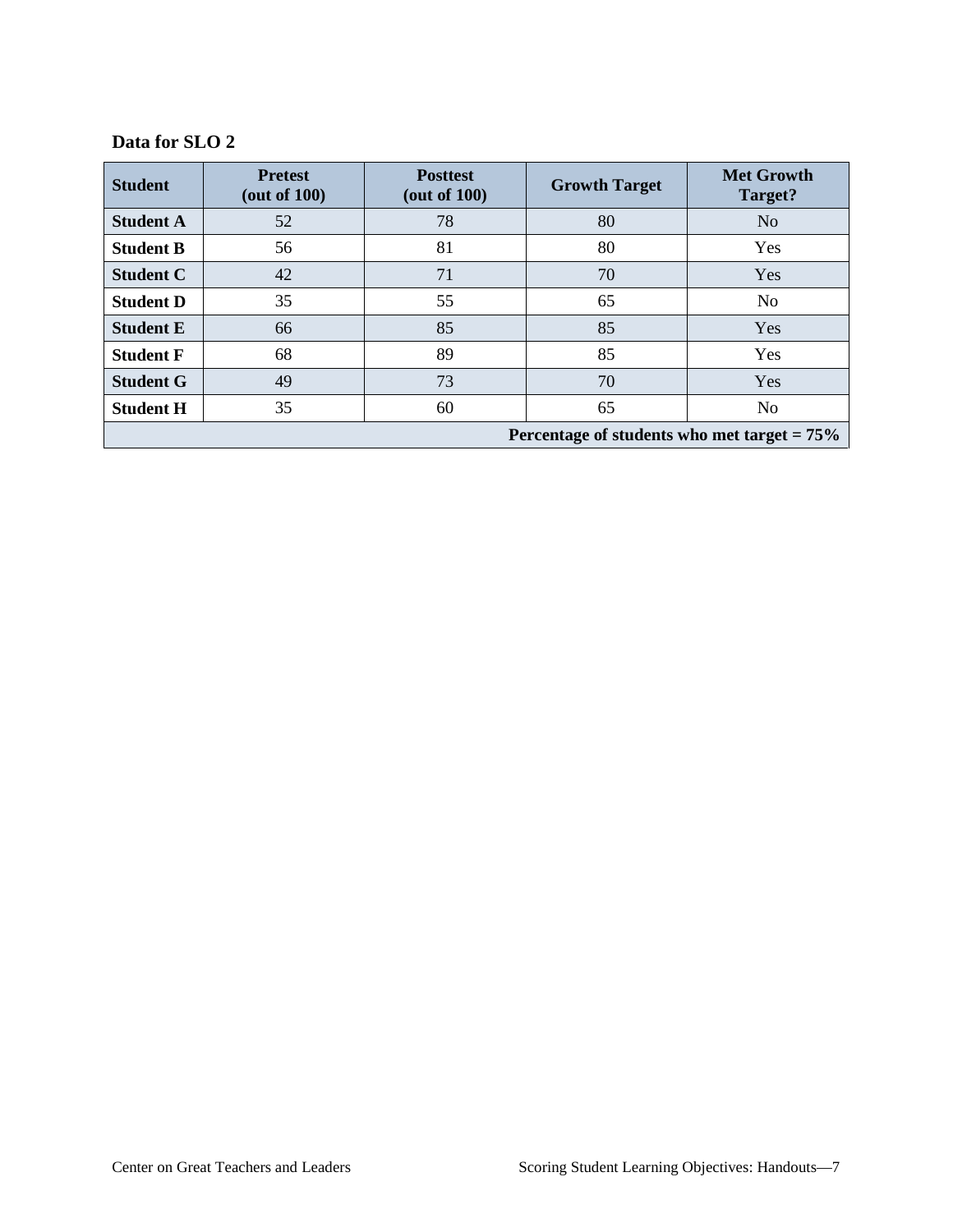**Data for SLO 2**

| Student | Pretest (out of 100) | Posttest (out of 100) | Growth Target | Met Growth Target? |
|---|---|---|---|---|
| **Student A** | 52 | 78 | 80 | No |
| **Student B** | 56 | 81 | 80 | Yes |
| **Student C** | 42 | 71 | 70 | Yes |
| **Student D** | 35 | 55 | 65 | No |
| **Student E** | 66 | 85 | 85 | Yes |
| **Student F** | 68 | 89 | 85 | Yes |
| **Student G** | 49 | 73 | 70 | Yes |
| **Student H** | 35 | 60 | 65 | No |
| **Percentage of students who met target = 75%** | | | | |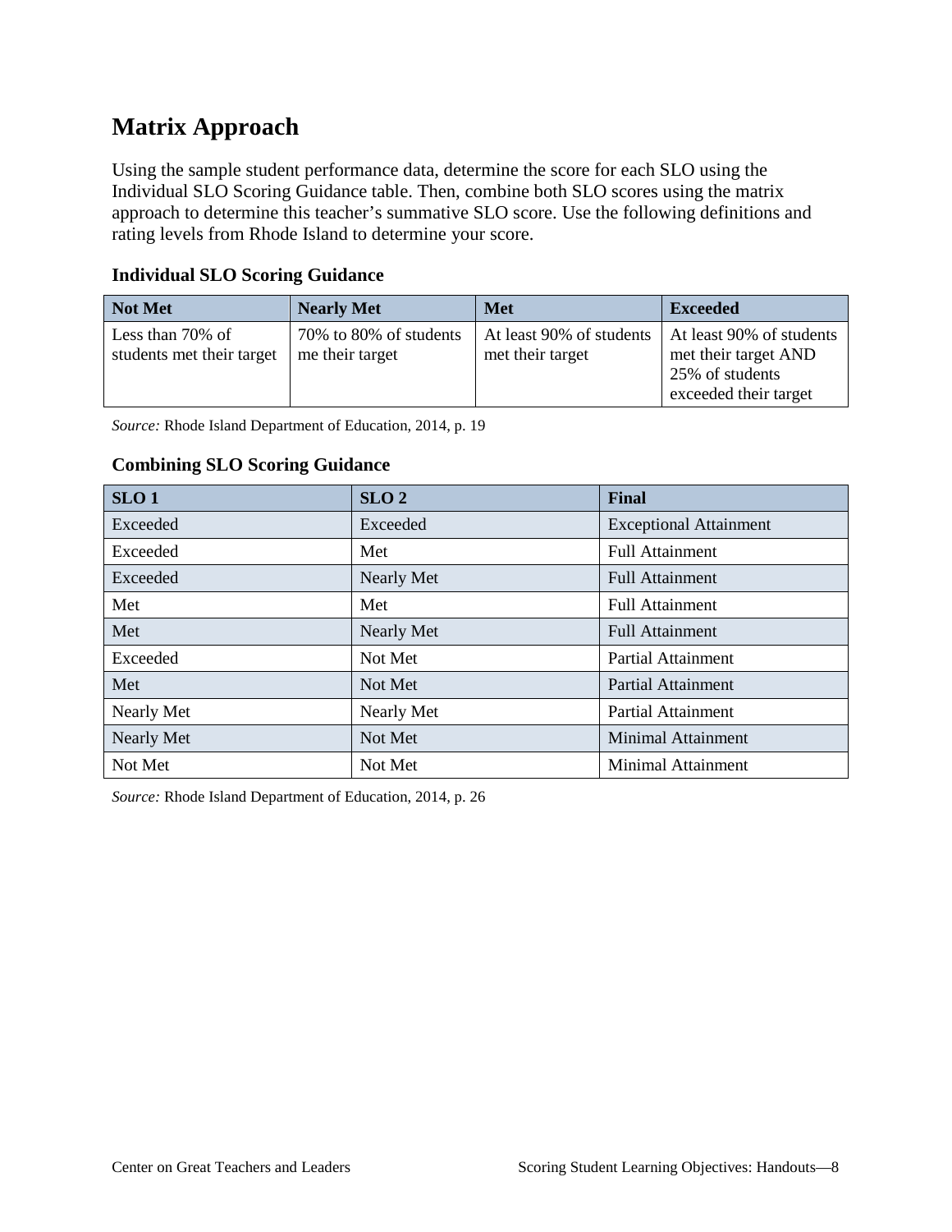## Matrix Approach

Using the sample student performance data, determine the score for each SLO using the Individual SLO Scoring Guidance table. Then, combine both SLO scores using the matrix approach to determine this teacher's summative SLO score. Use the following definitions and rating levels from Rhode Island to determine your score.

### Individual SLO Scoring Guidance

| Not Met | Nearly Met | Met | Exceeded |
|---|---|---|---|
| Less than 70% of students met their target | 70% to 80% of students me their target | At least 90% of students met their target | At least 90% of students met their target AND 25% of students exceeded their target |

*Source:* Rhode Island Department of Education, 2014, p. 19

### Combining SLO Scoring Guidance

| SLO 1 | SLO 2 | Final |
|---|---|---|
| Exceeded | Exceeded | Exceptional Attainment |
| Exceeded | Met | Full Attainment |
| Exceeded | Nearly Met | Full Attainment |
| Met | Met | Full Attainment |
| Met | Nearly Met | Full Attainment |
| Exceeded | Not Met | Partial Attainment |
| Met | Not Met | Partial Attainment |
| Nearly Met | Nearly Met | Partial Attainment |
| Nearly Met | Not Met | Minimal Attainment |
| Not Met | Not Met | Minimal Attainment |

*Source:* Rhode Island Department of Education, 2014, p. 26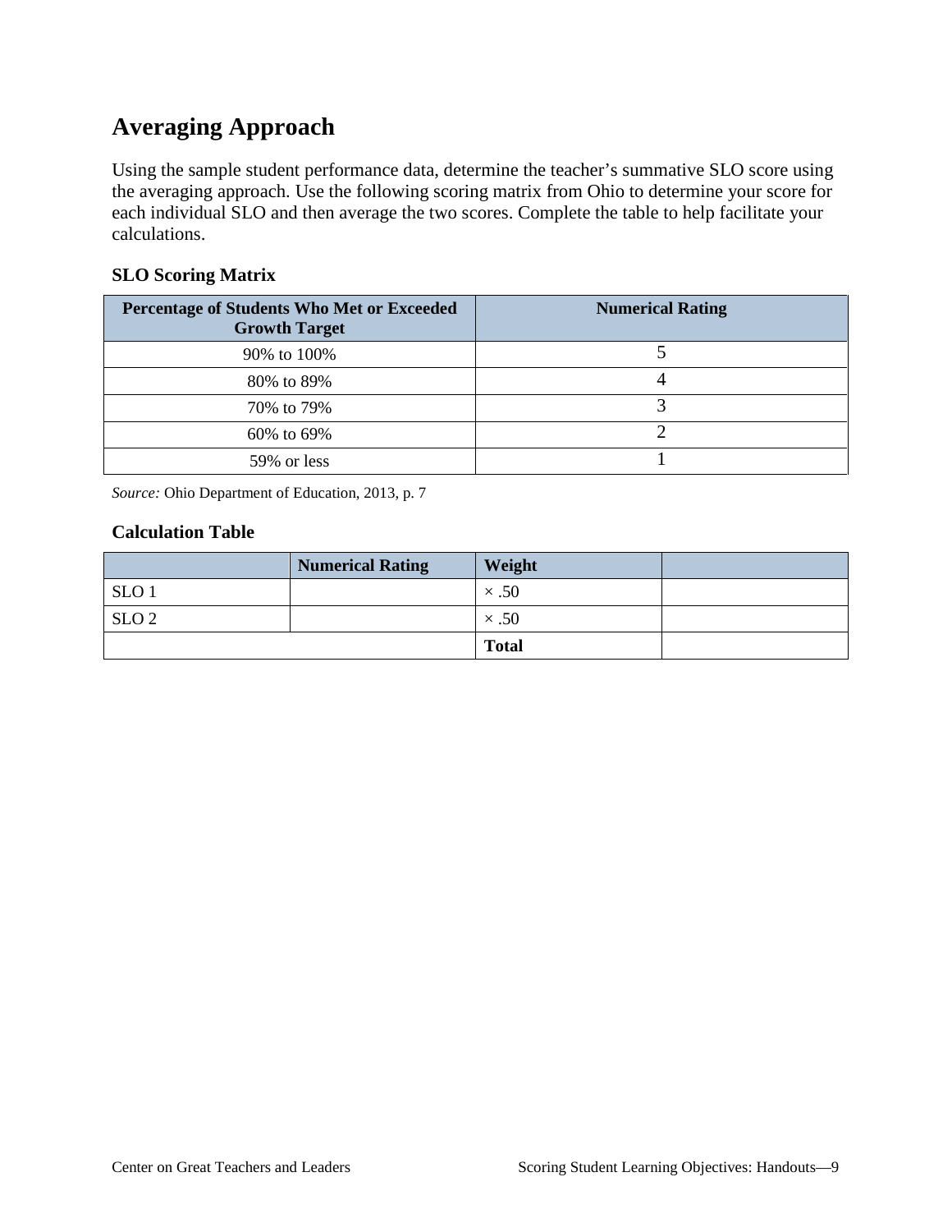# Averaging Approach

Using the sample student performance data, determine the teacher's summative SLO score using the averaging approach. Use the following scoring matrix from Ohio to determine your score for each individual SLO and then average the two scores. Complete the table to help facilitate your calculations.

### SLO Scoring Matrix

| Percentage of Students Who Met or Exceeded Growth Target | Numerical Rating |
| --- | --- |
| 90% to 100% | 5 |
| 80% to 89% | 4 |
| 70% to 79% | 3 |
| 60% to 69% | 2 |
| 59% or less | 1 |

*Source:* Ohio Department of Education, 2013, p. 7

### Calculation Table

| | Numerical Rating | Weight | |
| --- | --- | --- | --- |
| SLO 1 | | × .50 | |
| SLO 2 | | × .50 | |
| | | **Total** | |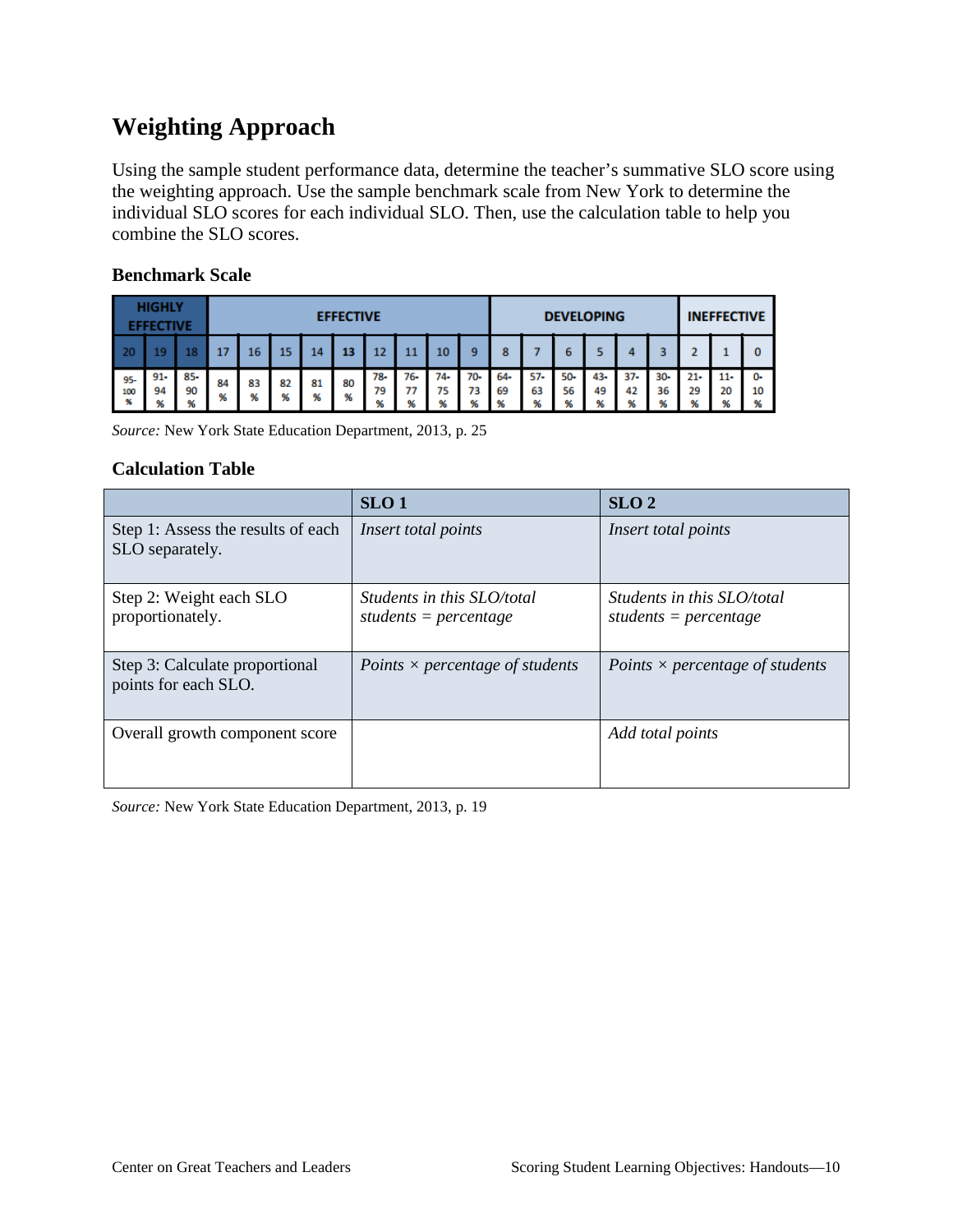# Weighting Approach

Using the sample student performance data, determine the teacher's summative SLO score using the weighting approach. Use the sample benchmark scale from New York to determine the individual SLO scores for each individual SLO. Then, use the calculation table to help you combine the SLO scores.

### Benchmark Scale

| HIGHLY EFFECTIVE | | | EFFECTIVE | | | | | | | | | DEVELOPING | | | | | | INEFFECTIVE | | |
|---|---|---|---|---|---|---|---|---|---|---|---|---|---|---|---|---|---|---|---|---|
| 20 | 19 | 18 | 17 | 16 | 15 | 14 | 13 | 12 | 11 | 10 | 9 | 8 | 7 | 6 | 5 | 4 | 3 | 2 | 1 | 0 |
| 95-100 % | 91-94 % | 85-90 % | 84 % | 83 % | 82 % | 81 % | 80 % | 78-79 % | 76-77 % | 74-75 % | 70-73 % | 64-69 % | 57-63 % | 50-56 % | 43-49 % | 37-42 % | 30-36 % | 21-29 % | 11-20 % | 0-10 % |

*Source:* New York State Education Department, 2013, p. 25

### Calculation Table

| | SLO 1 | SLO 2 |
|---|---|---|
| Step 1: Assess the results of each SLO separately. | *Insert total points* | *Insert total points* |
| Step 2: Weight each SLO proportionately. | *Students in this SLO/total students = percentage* | *Students in this SLO/total students = percentage* |
| Step 3: Calculate proportional points for each SLO. | *Points × percentage of students* | *Points × percentage of students* |
| Overall growth component score | | *Add total points* |

*Source:* New York State Education Department, 2013, p. 19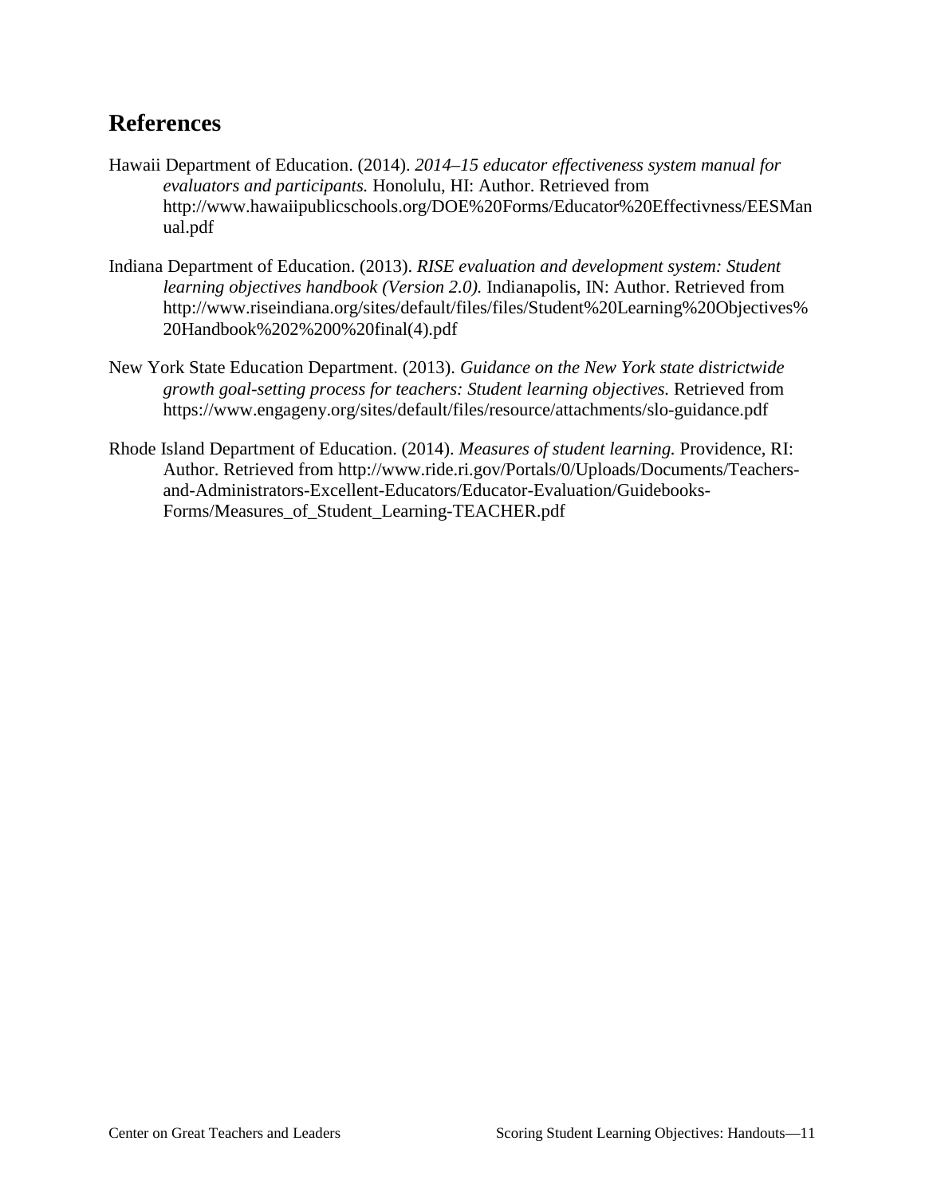## References

Hawaii Department of Education. (2014). *2014–15 educator effectiveness system manual for evaluators and participants.* Honolulu, HI: Author. Retrieved from http://www.hawaiipublicschools.org/DOE%20Forms/Educator%20Effectivness/EESManual.pdf

Indiana Department of Education. (2013). *RISE evaluation and development system: Student learning objectives handbook (Version 2.0).* Indianapolis, IN: Author. Retrieved from http://www.riseindiana.org/sites/default/files/files/Student%20Learning%20Objectives%20Handbook%202%200%20final(4).pdf

New York State Education Department. (2013). *Guidance on the New York state districtwide growth goal-setting process for teachers: Student learning objectives.* Retrieved from https://www.engageny.org/sites/default/files/resource/attachments/slo-guidance.pdf

Rhode Island Department of Education. (2014). *Measures of student learning.* Providence, RI: Author. Retrieved from http://www.ride.ri.gov/Portals/0/Uploads/Documents/Teachers-and-Administrators-Excellent-Educators/Educator-Evaluation/Guidebooks-Forms/Measures_of_Student_Learning-TEACHER.pdf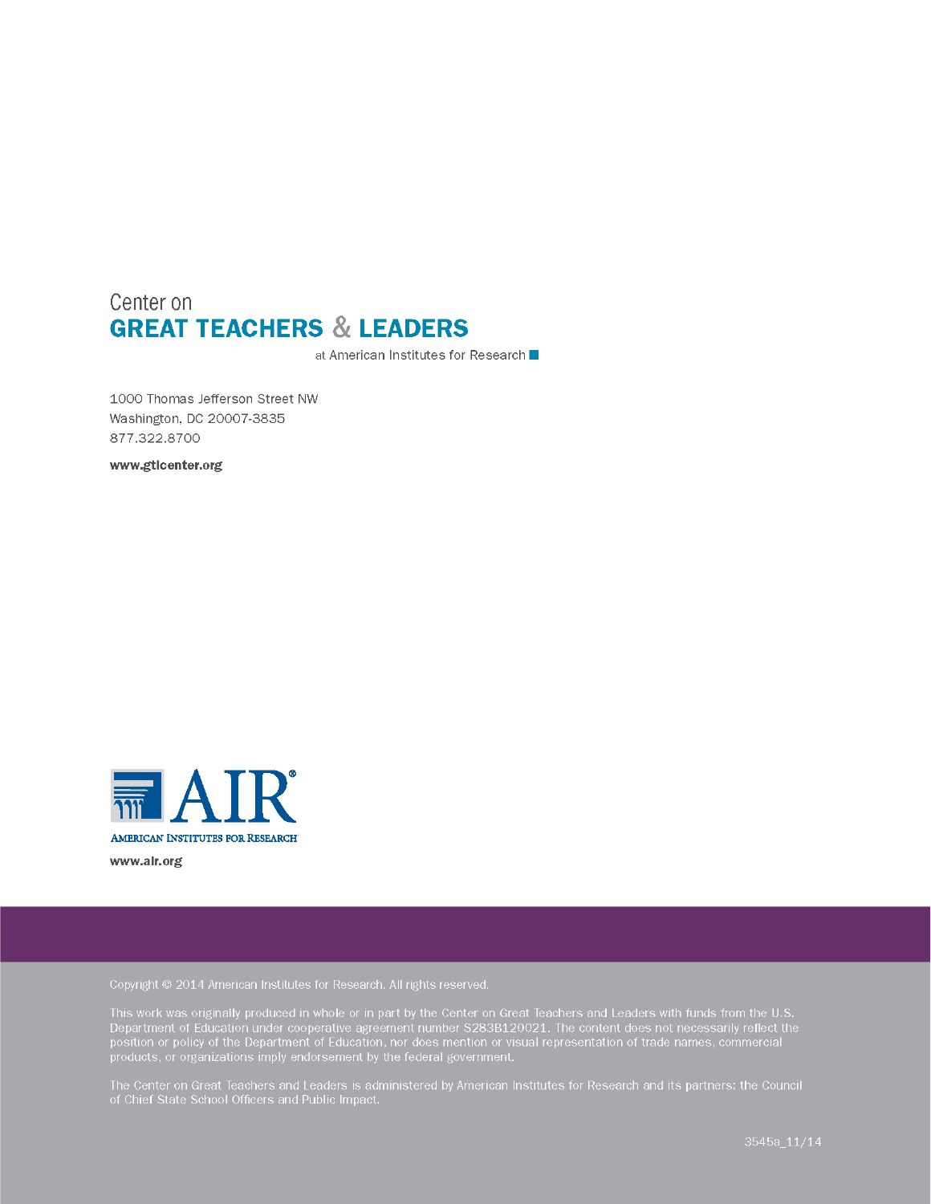Center on
**GREAT TEACHERS & LEADERS**
at American Institutes for Research

1000 Thomas Jefferson Street NW
Washington, DC 20007-3835
877.322.8700

**www.gtlcenter.org**

AIR®
AMERICAN INSTITUTES FOR RESEARCH

**www.air.org**

Copyright © 2014 American Institutes for Research. All rights reserved.

This work was originally produced in whole or in part by the Center on Great Teachers and Leaders with funds from the U.S. Department of Education under cooperative agreement number S283B120021. The content does not necessarily reflect the position or policy of the Department of Education, nor does mention or visual representation of trade names, commercial products, or organizations imply endorsement by the federal government.

The Center on Great Teachers and Leaders is administered by American Institutes for Research and its partners: the Council of Chief State School Officers and Public Impact.

3545a_11/14